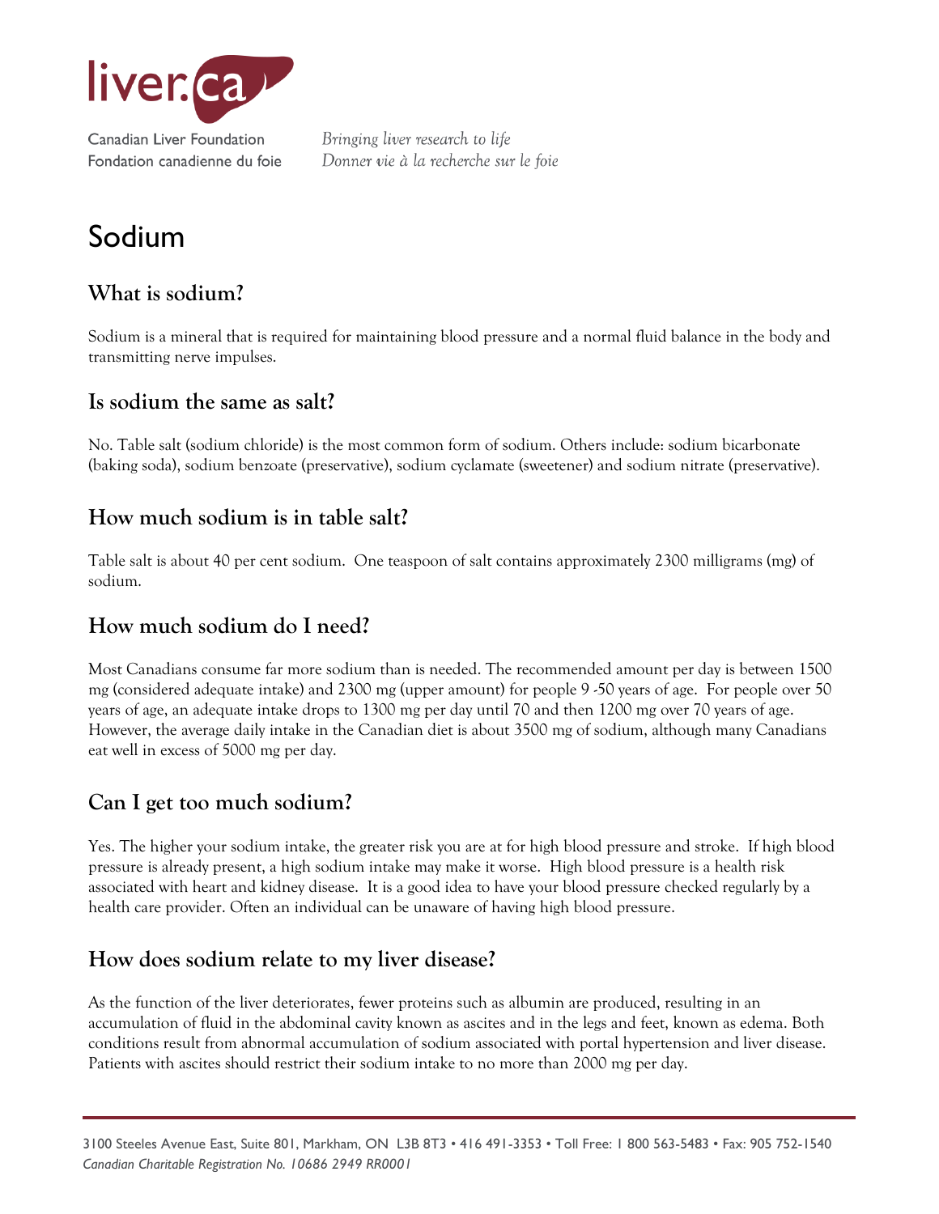liver.ca

Canadian Liver Foundation
Fondation canadienne du foie

*Bringing liver research to life*
*Donner vie à la recherche sur le foie*

# Sodium

## What is sodium?

Sodium is a mineral that is required for maintaining blood pressure and a normal fluid balance in the body and transmitting nerve impulses.

## Is sodium the same as salt?

No. Table salt (sodium chloride) is the most common form of sodium. Others include: sodium bicarbonate (baking soda), sodium benzoate (preservative), sodium cyclamate (sweetener) and sodium nitrate (preservative).

## How much sodium is in table salt?

Table salt is about 40 per cent sodium. One teaspoon of salt contains approximately 2300 milligrams (mg) of sodium.

## How much sodium do I need?

Most Canadians consume far more sodium than is needed. The recommended amount per day is between 1500 mg (considered adequate intake) and 2300 mg (upper amount) for people 9 -50 years of age. For people over 50 years of age, an adequate intake drops to 1300 mg per day until 70 and then 1200 mg over 70 years of age. However, the average daily intake in the Canadian diet is about 3500 mg of sodium, although many Canadians eat well in excess of 5000 mg per day.

## Can I get too much sodium?

Yes. The higher your sodium intake, the greater risk you are at for high blood pressure and stroke. If high blood pressure is already present, a high sodium intake may make it worse. High blood pressure is a health risk associated with heart and kidney disease. It is a good idea to have your blood pressure checked regularly by a health care provider. Often an individual can be unaware of having high blood pressure.

## How does sodium relate to my liver disease?

As the function of the liver deteriorates, fewer proteins such as albumin are produced, resulting in an accumulation of fluid in the abdominal cavity known as ascites and in the legs and feet, known as edema. Both conditions result from abnormal accumulation of sodium associated with portal hypertension and liver disease. Patients with ascites should restrict their sodium intake to no more than 2000 mg per day.

3100 Steeles Avenue East, Suite 801, Markham, ON L3B 8T3 • 416 491-3353 • Toll Free: 1 800 563-5483 • Fax: 905 752-1540
*Canadian Charitable Registration No. 10686 2949 RR0001*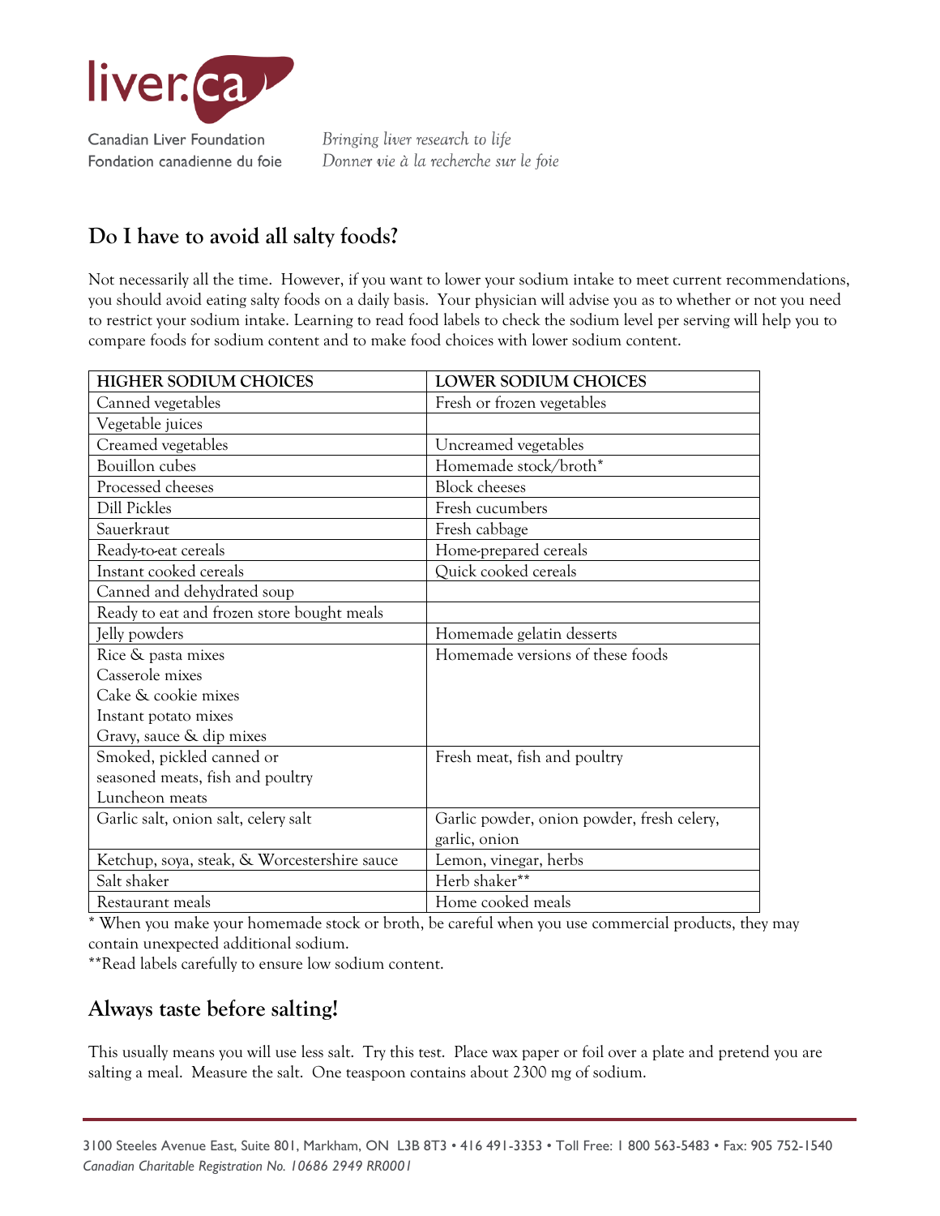## Do I have to avoid all salty foods?

Not necessarily all the time. However, if you want to lower your sodium intake to meet current recommendations, you should avoid eating salty foods on a daily basis. Your physician will advise you as to whether or not you need to restrict your sodium intake. Learning to read food labels to check the sodium level per serving will help you to compare foods for sodium content and to make food choices with lower sodium content.

| HIGHER SODIUM CHOICES | LOWER SODIUM CHOICES |
|---|---|
| Canned vegetables | Fresh or frozen vegetables |
| Vegetable juices | |
| Creamed vegetables | Uncreamed vegetables |
| Bouillon cubes | Homemade stock/broth* |
| Processed cheeses | Block cheeses |
| Dill Pickles | Fresh cucumbers |
| Sauerkraut | Fresh cabbage |
| Ready-to-eat cereals | Home-prepared cereals |
| Instant cooked cereals | Quick cooked cereals |
| Canned and dehydrated soup | |
| Ready to eat and frozen store bought meals | |
| Jelly powders | Homemade gelatin desserts |
| Rice & pasta mixes<br>Casserole mixes<br>Cake & cookie mixes<br>Instant potato mixes<br>Gravy, sauce & dip mixes | Homemade versions of these foods |
| Smoked, pickled canned or seasoned meats, fish and poultry<br>Luncheon meats | Fresh meat, fish and poultry |
| Garlic salt, onion salt, celery salt | Garlic powder, onion powder, fresh celery, garlic, onion |
| Ketchup, soya, steak, & Worcestershire sauce | Lemon, vinegar, herbs |
| Salt shaker | Herb shaker** |
| Restaurant meals | Home cooked meals |

* When you make your homemade stock or broth, be careful when you use commercial products, they may contain unexpected additional sodium.

**Read labels carefully to ensure low sodium content.

## Always taste before salting!

This usually means you will use less salt. Try this test. Place wax paper or foil over a plate and pretend you are salting a meal. Measure the salt. One teaspoon contains about 2300 mg of sodium.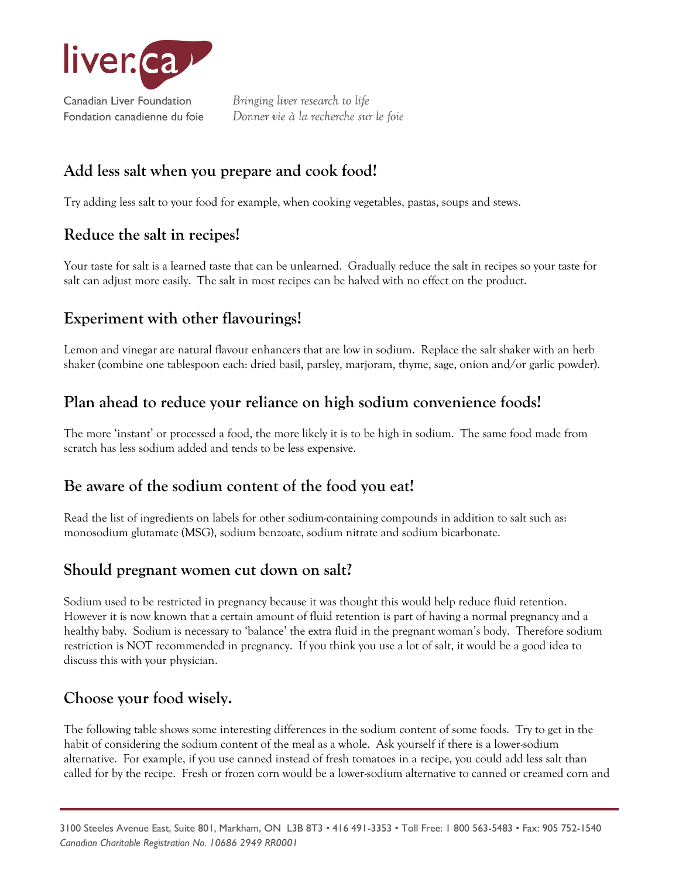## Add less salt when you prepare and cook food!

Try adding less salt to your food for example, when cooking vegetables, pastas, soups and stews.

## Reduce the salt in recipes!

Your taste for salt is a learned taste that can be unlearned. Gradually reduce the salt in recipes so your taste for salt can adjust more easily. The salt in most recipes can be halved with no effect on the product.

## Experiment with other flavourings!

Lemon and vinegar are natural flavour enhancers that are low in sodium. Replace the salt shaker with an herb shaker (combine one tablespoon each: dried basil, parsley, marjoram, thyme, sage, onion and/or garlic powder).

## Plan ahead to reduce your reliance on high sodium convenience foods!

The more 'instant' or processed a food, the more likely it is to be high in sodium. The same food made from scratch has less sodium added and tends to be less expensive.

## Be aware of the sodium content of the food you eat!

Read the list of ingredients on labels for other sodium-containing compounds in addition to salt such as: monosodium glutamate (MSG), sodium benzoate, sodium nitrate and sodium bicarbonate.

## Should pregnant women cut down on salt?

Sodium used to be restricted in pregnancy because it was thought this would help reduce fluid retention. However it is now known that a certain amount of fluid retention is part of having a normal pregnancy and a healthy baby. Sodium is necessary to 'balance' the extra fluid in the pregnant woman's body. Therefore sodium restriction is NOT recommended in pregnancy. If you think you use a lot of salt, it would be a good idea to discuss this with your physician.

## Choose your food wisely.

The following table shows some interesting differences in the sodium content of some foods. Try to get in the habit of considering the sodium content of the meal as a whole. Ask yourself if there is a lower-sodium alternative. For example, if you use canned instead of fresh tomatoes in a recipe, you could add less salt than called for by the recipe. Fresh or frozen corn would be a lower-sodium alternative to canned or creamed corn and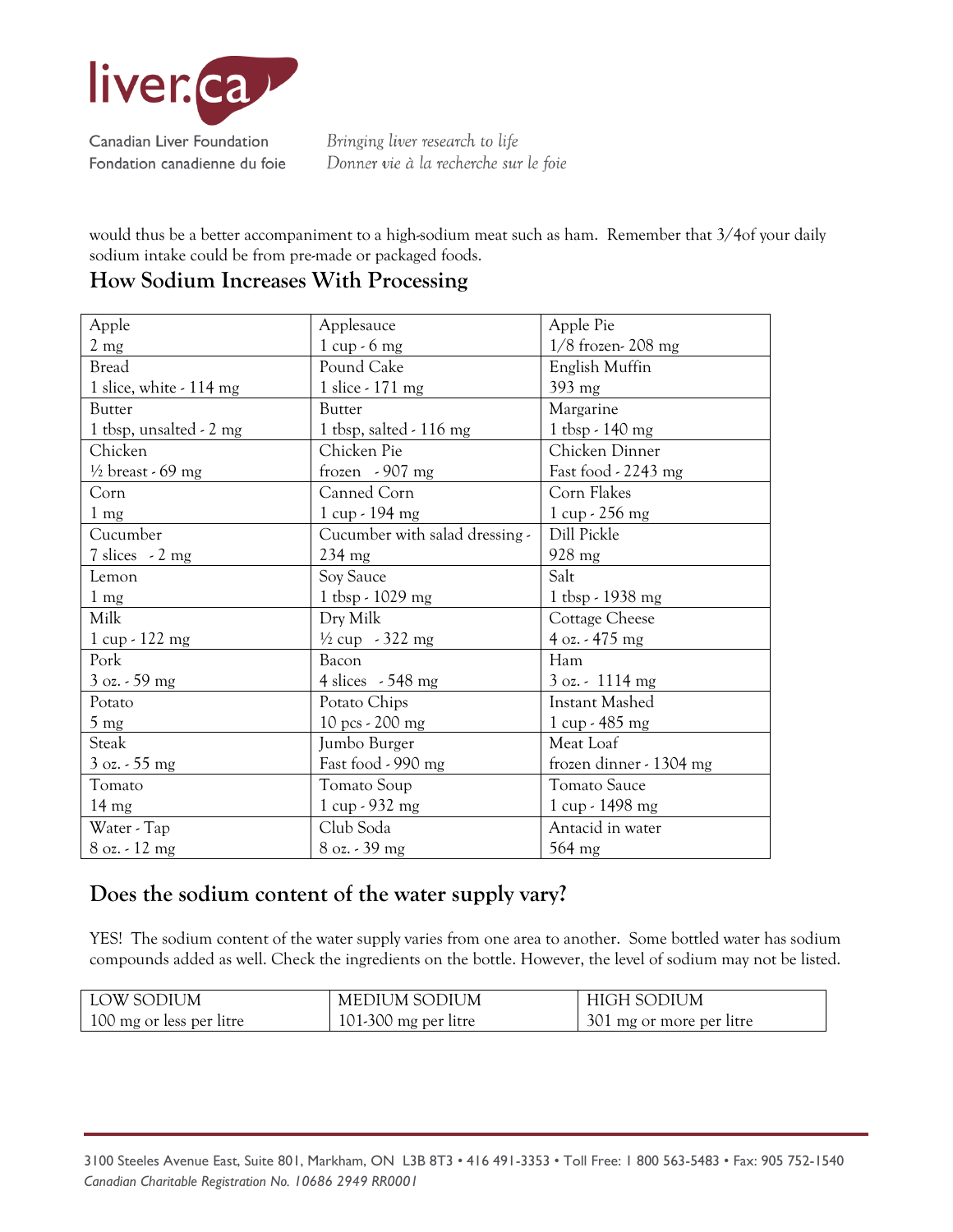would thus be a better accompaniment to a high-sodium meat such as ham. Remember that 3/4of your daily sodium intake could be from pre-made or packaged foods.

## How Sodium Increases With Processing

| | | |
|---|---|---|
| Apple<br>2 mg | Applesauce<br>1 cup - 6 mg | Apple Pie<br>1/8 frozen- 208 mg |
| Bread<br>1 slice, white - 114 mg | Pound Cake<br>1 slice - 171 mg | English Muffin<br>393 mg |
| Butter<br>1 tbsp, unsalted - 2 mg | Butter<br>1 tbsp, salted - 116 mg | Margarine<br>1 tbsp - 140 mg |
| Chicken<br>½ breast - 69 mg | Chicken Pie<br>frozen - 907 mg | Chicken Dinner<br>Fast food - 2243 mg |
| Corn<br>1 mg | Canned Corn<br>1 cup - 194 mg | Corn Flakes<br>1 cup - 256 mg |
| Cucumber<br>7 slices - 2 mg | Cucumber with salad dressing - 234 mg | Dill Pickle<br>928 mg |
| Lemon<br>1 mg | Soy Sauce<br>1 tbsp - 1029 mg | Salt<br>1 tbsp - 1938 mg |
| Milk<br>1 cup - 122 mg | Dry Milk<br>½ cup - 322 mg | Cottage Cheese<br>4 oz. - 475 mg |
| Pork<br>3 oz. - 59 mg | Bacon<br>4 slices - 548 mg | Ham<br>3 oz. - 1114 mg |
| Potato<br>5 mg | Potato Chips<br>10 pcs - 200 mg | Instant Mashed<br>1 cup - 485 mg |
| Steak<br>3 oz. - 55 mg | Jumbo Burger<br>Fast food - 990 mg | Meat Loaf<br>frozen dinner - 1304 mg |
| Tomato<br>14 mg | Tomato Soup<br>1 cup - 932 mg | Tomato Sauce<br>1 cup - 1498 mg |
| Water - Tap<br>8 oz. - 12 mg | Club Soda<br>8 oz. - 39 mg | Antacid in water<br>564 mg |

## Does the sodium content of the water supply vary?

YES! The sodium content of the water supply varies from one area to another. Some bottled water has sodium compounds added as well. Check the ingredients on the bottle. However, the level of sodium may not be listed.

| LOW SODIUM | MEDIUM SODIUM | HIGH SODIUM |
|---|---|---|
| 100 mg or less per litre | 101-300 mg per litre | 301 mg or more per litre |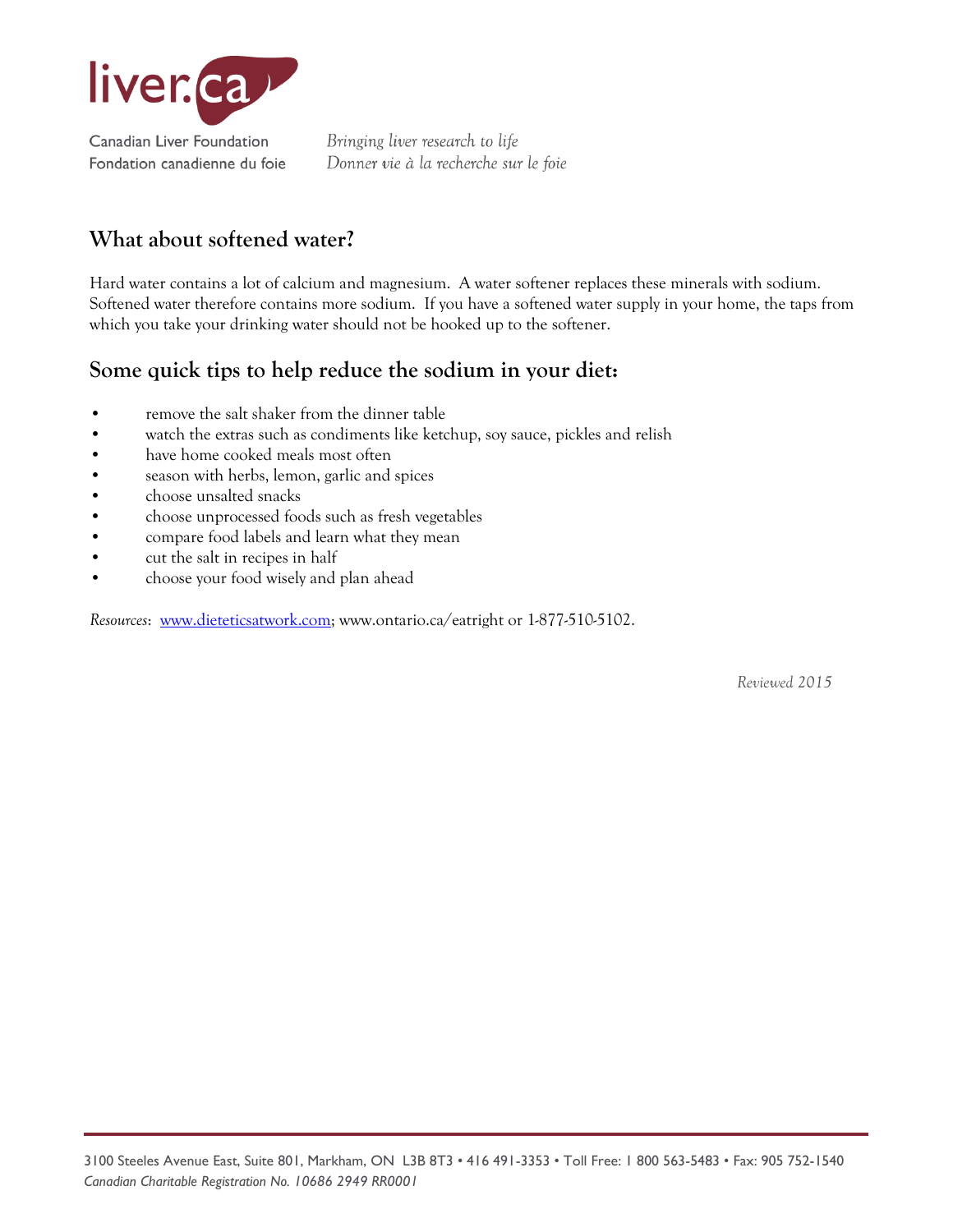## What about softened water?

Hard water contains a lot of calcium and magnesium. A water softener replaces these minerals with sodium. Softened water therefore contains more sodium. If you have a softened water supply in your home, the taps from which you take your drinking water should not be hooked up to the softener.

## Some quick tips to help reduce the sodium in your diet:

- remove the salt shaker from the dinner table
- watch the extras such as condiments like ketchup, soy sauce, pickles and relish
- have home cooked meals most often
- season with herbs, lemon, garlic and spices
- choose unsalted snacks
- choose unprocessed foods such as fresh vegetables
- compare food labels and learn what they mean
- cut the salt in recipes in half
- choose your food wisely and plan ahead

*Resources*: [www.dieteticsatwork.com](http://www.dieteticsatwork.com); www.ontario.ca/eatright or 1-877-510-5102.

*Reviewed 2015*